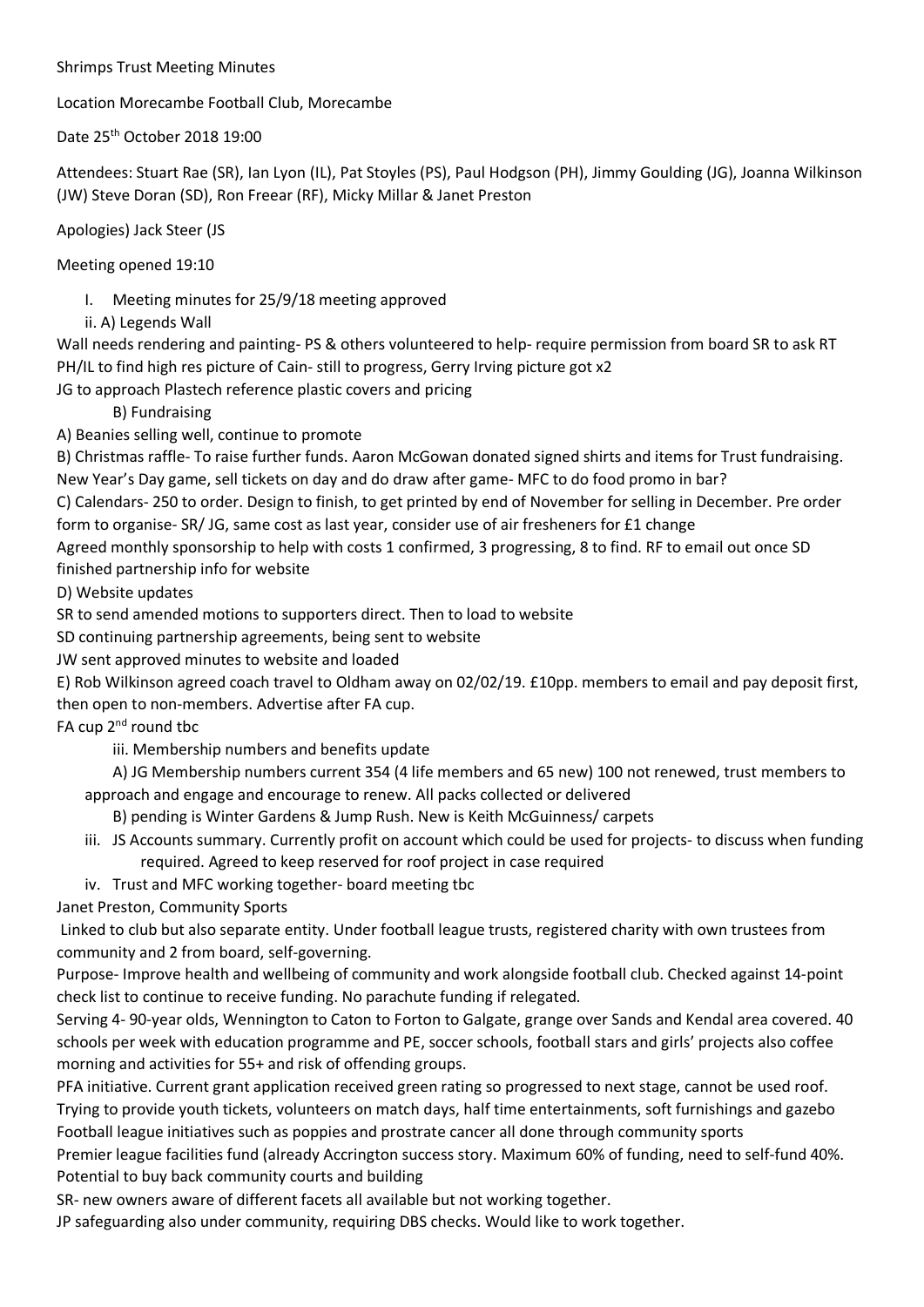Shrimps Trust Meeting Minutes

Location Morecambe Football Club, Morecambe

Date 25th October 2018 19:00

Attendees: Stuart Rae (SR), Ian Lyon (IL), Pat Styoles (PS), Paul Hodgson (PH), Jimmy Goulding (JG), Joanna Wilkinson (JW) Steve Doran (SD), Ron Freear (RF), Micky Millar & Janet Preston

Apologies) Jack Steer (JS

Meeting opened 19:10

I. Meeting minutes for 25/9/18 meeting approved

ii. A) Legends Wall

Wall needs rendering and painting- PS & others volunteered to help- require permission from board SR to ask RT
PH/IL to find high res picture of Cain- still to progress, Gerry Irving picture got x2
JG to approach Plastech reference plastic covers and pricing

B) Fundraising

A) Beanies selling well, continue to promote

B) Christmas raffle- To raise further funds. Aaron McGowan donated signed shirts and items for Trust fundraising. New Year's Day game, sell tickets on day and do draw after game- MFC to do food promo in bar?

C) Calendars- 250 to order. Design to finish, to get printed by end of November for selling in December. Pre order form to organise- SR/ JG, same cost as last year, consider use of air fresheners for £1 change

Agreed monthly sponsorship to help with costs 1 confirmed, 3 progressing, 8 to find. RF to email out once SD finished partnership info for website

D) Website updates

SR to send amended motions to supporters direct. Then to load to website

SD continuing partnership agreements, being sent to website

JW sent approved minutes to website and loaded

E) Rob Wilkinson agreed coach travel to Oldham away on 02/02/19. £10pp. members to email and pay deposit first, then open to non-members. Advertise after FA cup.

FA cup 2nd round tbc

iii. Membership numbers and benefits update

A) JG Membership numbers current 354 (4 life members and 65 new) 100 not renewed, trust members to approach and engage and encourage to renew. All packs collected or delivered

B) pending is Winter Gardens & Jump Rush. New is Keith McGuinness/ carpets

iii. JS Accounts summary. Currently profit on account which could be used for projects- to discuss when funding required. Agreed to keep reserved for roof project in case required

iv. Trust and MFC working together- board meeting tbc

Janet Preston, Community Sports

Linked to club but also separate entity. Under football league trusts, registered charity with own trustees from community and 2 from board, self-governing.

Purpose- Improve health and wellbeing of community and work alongside football club. Checked against 14-point check list to continue to receive funding. No parachute funding if relegated.

Serving 4- 90-year olds, Wennington to Caton to Forton to Galgate, grange over Sands and Kendal area covered. 40 schools per week with education programme and PE, soccer schools, football stars and girls' projects also coffee morning and activities for 55+ and risk of offending groups.

PFA initiative. Current grant application received green rating so progressed to next stage, cannot be used roof.

Trying to provide youth tickets, volunteers on match days, half time entertainments, soft furnishings and gazebo

Football league initiatives such as poppies and prostrate cancer all done through community sports

Premier league facilities fund (already Accrington success story. Maximum 60% of funding, need to self-fund 40%. Potential to buy back community courts and building

SR- new owners aware of different facets all available but not working together.

JP safeguarding also under community, requiring DBS checks. Would like to work together.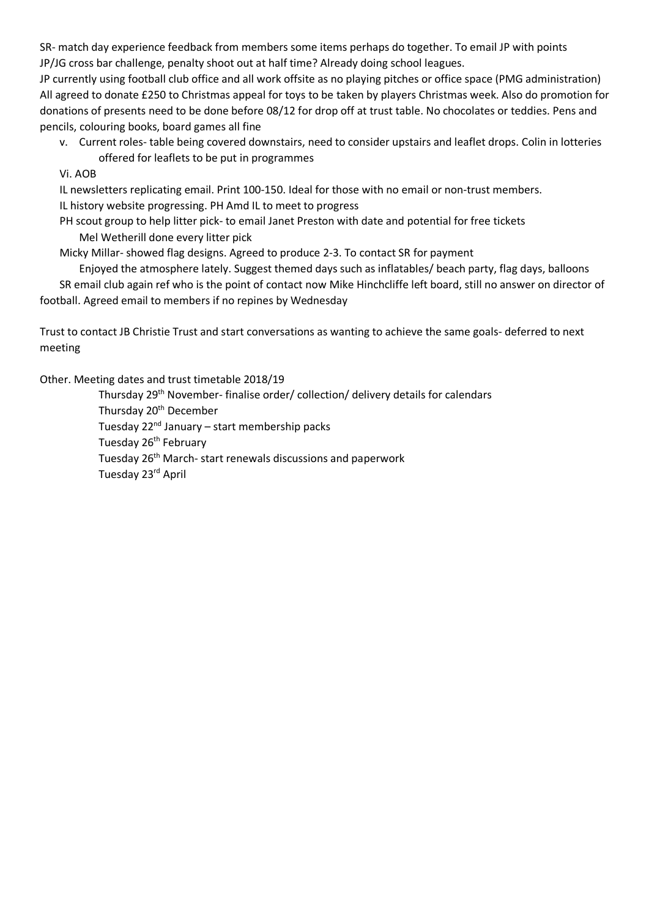SR- match day experience feedback from members some items perhaps do together. To email JP with points
JP/JG cross bar challenge, penalty shoot out at half time? Already doing school leagues.
JP currently using football club office and all work offsite as no playing pitches or office space (PMG administration)
All agreed to donate £250 to Christmas appeal for toys to be taken by players Christmas week. Also do promotion for donations of presents need to be done before 08/12 for drop off at trust table. No chocolates or teddies. Pens and pencils, colouring books, board games all fine

v. Current roles- table being covered downstairs, need to consider upstairs and leaflet drops. Colin in lotteries offered for leaflets to be put in programmes

Vi. AOB

IL newsletters replicating email. Print 100-150. Ideal for those with no email or non-trust members.

IL history website progressing. PH Amd IL to meet to progress

PH scout group to help litter pick- to email Janet Preston with date and potential for free tickets

Mel Wetherill done every litter pick

Micky Millar- showed flag designs. Agreed to produce 2-3. To contact SR for payment

Enjoyed the atmosphere lately. Suggest themed days such as inflatables/ beach party, flag days, balloons

SR email club again ref who is the point of contact now Mike Hinchcliffe left board, still no answer on director of football. Agreed email to members if no repines by Wednesday

Trust to contact JB Christie Trust and start conversations as wanting to achieve the same goals- deferred to next meeting

Other. Meeting dates and trust timetable 2018/19

Thursday 29th November- finalise order/ collection/ delivery details for calendars
Thursday 20th December
Tuesday 22nd January – start membership packs
Tuesday 26th February
Tuesday 26th March- start renewals discussions and paperwork
Tuesday 23rd April